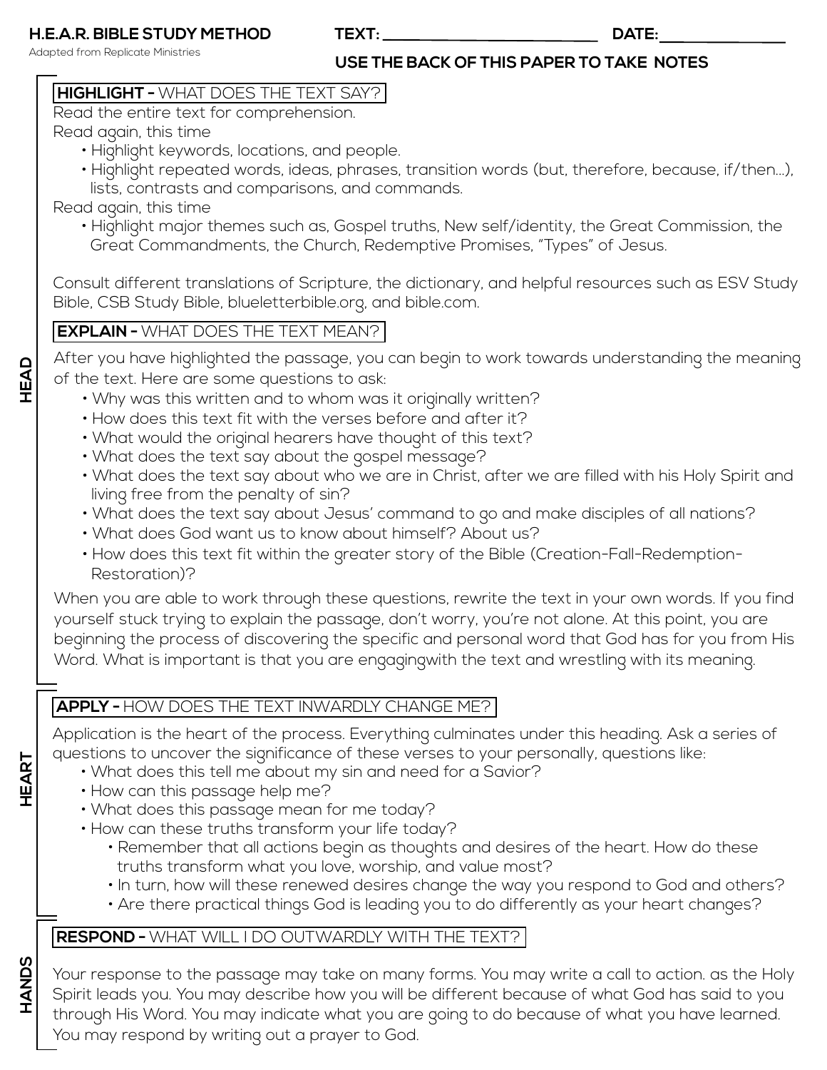# H.E.A.R. BIBLE STUDY METHOD

Adapted from Replicate Ministries

**TEXT:** ______________________ **DATE:** ______________

**USE THE BACK OF THIS PAPER TO TAKE NOTES**

## HEAD

### HIGHLIGHT - WHAT DOES THE TEXT SAY?

Read the entire text for comprehension.

Read again, this time

- Highlight keywords, locations, and people.
- Highlight repeated words, ideas, phrases, transition words (but, therefore, because, if/then...), lists, contrasts and comparisons, and commands.

Read again, this time

- Highlight major themes such as, Gospel truths, New self/identity, the Great Commission, the Great Commandments, the Church, Redemptive Promises, "Types" of Jesus.

Consult different translations of Scripture, the dictionary, and helpful resources such as ESV Study Bible, CSB Study Bible, blueletterbible.org, and bible.com.

### EXPLAIN - WHAT DOES THE TEXT MEAN?

After you have highlighted the passage, you can begin to work towards understanding the meaning of the text. Here are some questions to ask:

- Why was this written and to whom was it originally written?
- How does this text fit with the verses before and after it?
- What would the original hearers have thought of this text?
- What does the text say about the gospel message?
- What does the text say about who we are in Christ, after we are filled with his Holy Spirit and living free from the penalty of sin?
- What does the text say about Jesus' command to go and make disciples of all nations?
- What does God want us to know about himself? About us?
- How does this text fit within the greater story of the Bible (Creation-Fall-Redemption-Restoration)?

When you are able to work through these questions, rewrite the text in your own words. If you find yourself stuck trying to explain the passage, don't worry, you're not alone. At this point, you are beginning the process of discovering the specific and personal word that God has for you from His Word. What is important is that you are engagingwith the text and wrestling with its meaning.

## HEART

### APPLY - HOW DOES THE TEXT INWARDLY CHANGE ME?

Application is the heart of the process. Everything culminates under this heading. Ask a series of questions to uncover the significance of these verses to your personally, questions like:

- What does this tell me about my sin and need for a Savior?
- How can this passage help me?
- What does this passage mean for me today?
- How can these truths transform your life today?
  - Remember that all actions begin as thoughts and desires of the heart. How do these truths transform what you love, worship, and value most?
  - In turn, how will these renewed desires change the way you respond to God and others?
  - Are there practical things God is leading you to do differently as your heart changes?

## HANDS

### RESPOND - WHAT WILL I DO OUTWARDLY WITH THE TEXT?

Your response to the passage may take on many forms. You may write a call to action. as the Holy Spirit leads you. You may describe how you will be different because of what God has said to you through His Word. You may indicate what you are going to do because of what you have learned. You may respond by writing out a prayer to God.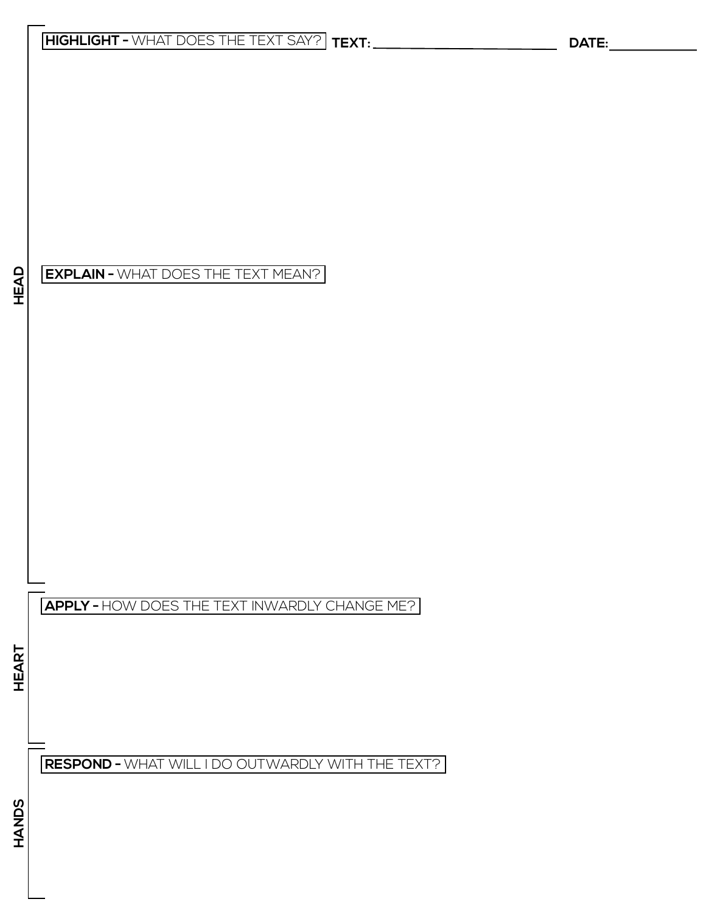**HEAD**

**HIGHLIGHT -** WHAT DOES THE TEXT SAY? **TEXT:** ______________________ **DATE:** __________

**EXPLAIN -** WHAT DOES THE TEXT MEAN?

**HEART**

**APPLY -** HOW DOES THE TEXT INWARDLY CHANGE ME?

**HANDS**

**RESPOND -** WHAT WILL I DO OUTWARDLY WITH THE TEXT?